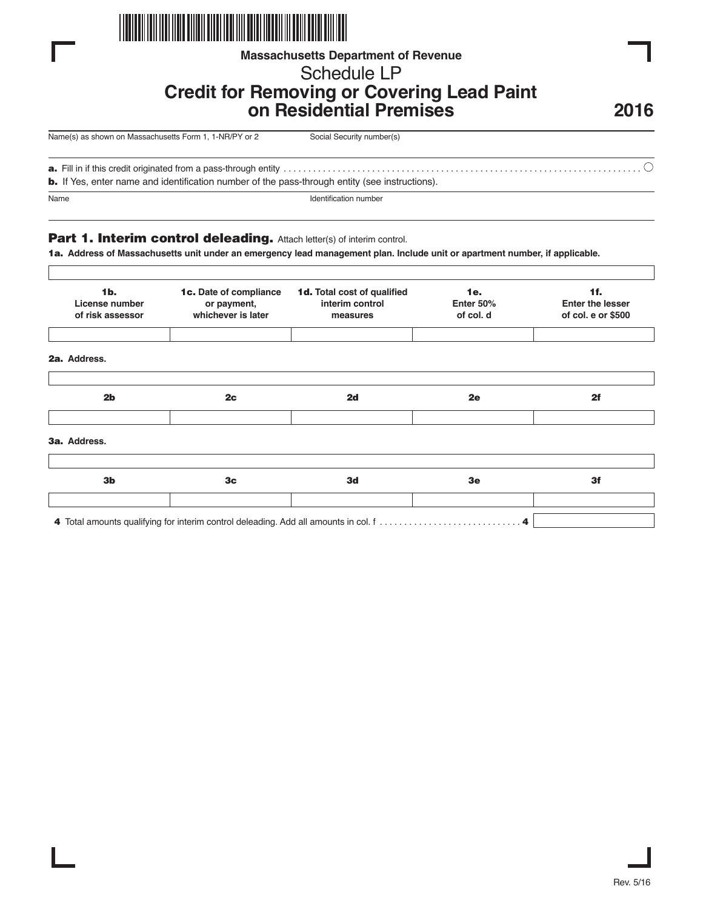Massachusetts Department of Revenue

# Schedule LP

## Credit for Removing or Covering Lead Paint on Residential Premises

**2016**

Name(s) as shown on Massachusetts Form 1, 1-NR/PY or 2 | Social Security number(s)

**a.** Fill in if this credit originated from a pass-through entity . . . . . . . . . . . . . . . . . . . . . . . . . . . . . . . . . . . . . . . . . . . . . . . . . . . . . . . . . . . . . . . . . . . ○

**b.** If Yes, enter name and identification number of the pass-through entity (see instructions).

Name | Identification number

### Part 1. Interim control deleading. Attach letter(s) of interim control.

**1a. Address of Massachusetts unit under an emergency lead management plan. Include unit or apartment number, if applicable.**

| **1b.** License number of risk assessor | **1c.** Date of compliance or payment, whichever is later | **1d.** Total cost of qualified interim control measures | **1e.** Enter 50% of col. d | **1f.** Enter the lesser of col. e or $500 |
|---|---|---|---|---|
| | | | | |

**2a.** Address.

| 2b | 2c | 2d | 2e | 2f |
|---|---|---|---|---|
| | | | | |

**3a.** Address.

| 3b | 3c | 3d | 3e | 3f |
|---|---|---|---|---|
| | | | | |

**4** Total amounts qualifying for interim control deleading. Add all amounts in col. f . . . . . . . . . . . . . . . . . . . . . . . . . . . . . **4**

Rev. 5/16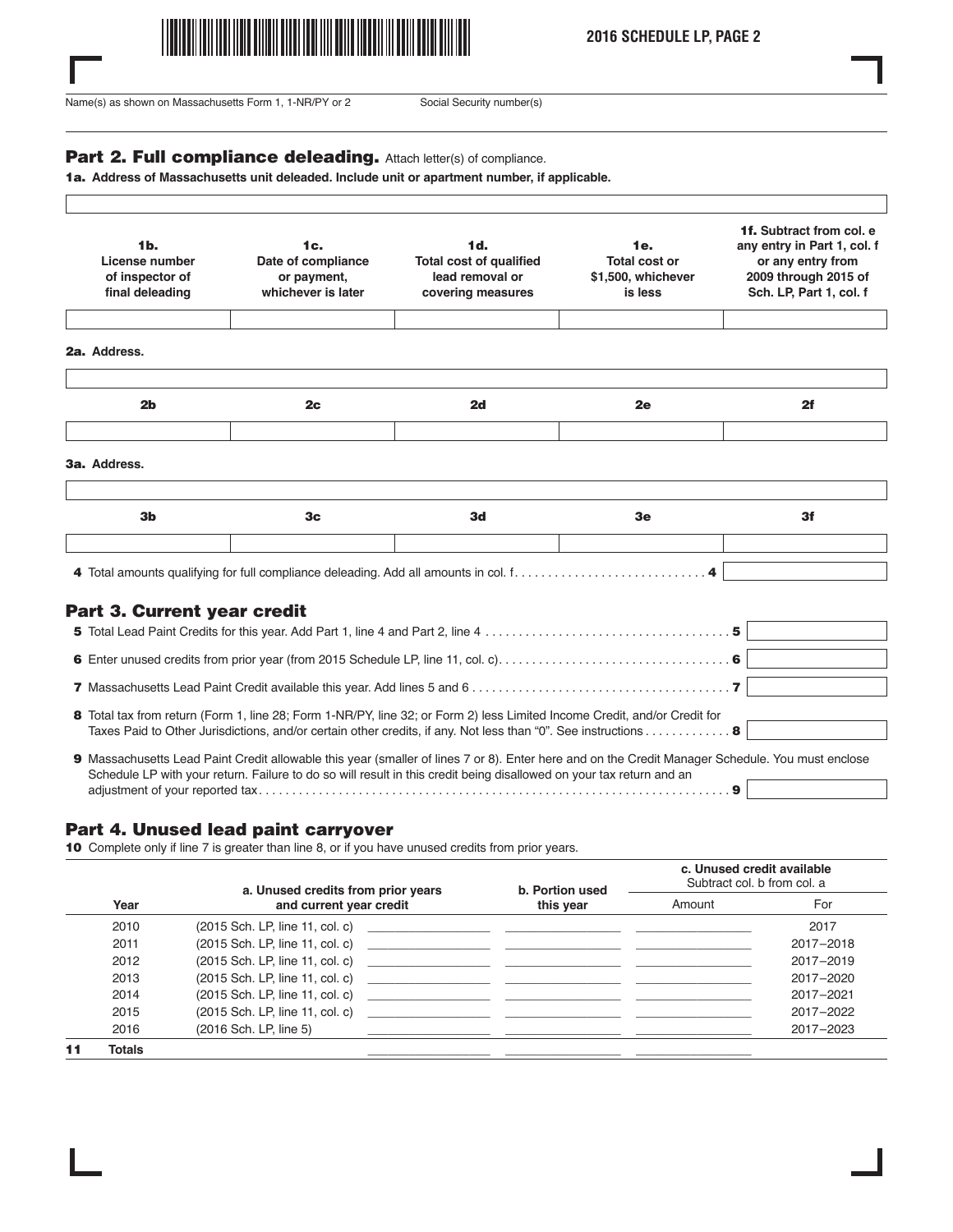Name(s) as shown on Massachusetts Form 1, 1-NR/PY or 2 | Social Security number(s)

## Part 2. Full compliance deleading. Attach letter(s) of compliance.

**1a. Address of Massachusetts unit deleaded. Include unit or apartment number, if applicable.**

| 1b. License number of inspector of final deleading | 1c. Date of compliance or payment, whichever is later | 1d. Total cost of qualified lead removal or covering measures | 1e. Total cost or $1,500, whichever is less | 1f. Subtract from col. e any entry in Part 1, col. f or any entry from 2009 through 2015 of Sch. LP, Part 1, col. f |
|---|---|---|---|---|
| | | | | |

**2a. Address.**

| 2b | 2c | 2d | 2e | 2f |
|---|---|---|---|---|
| | | | | |

**3a. Address.**

| 3b | 3c | 3d | 3e | 3f |
|---|---|---|---|---|
| | | | | |

**4** Total amounts qualifying for full compliance deleading. Add all amounts in col. f . . . . . . . . . . . . . . . . . . . . . . . . . . . . . **4**

## Part 3. Current year credit

**5** Total Lead Paint Credits for this year. Add Part 1, line 4 and Part 2, line 4 . . . . . . . . . . . . . . . . . . . . . . . . . . . . . . . . . . . . **5**

**6** Enter unused credits from prior year (from 2015 Schedule LP, line 11, col. c). . . . . . . . . . . . . . . . . . . . . . . . . . . . . . . . . . **6**

**7** Massachusetts Lead Paint Credit available this year. Add lines 5 and 6 . . . . . . . . . . . . . . . . . . . . . . . . . . . . . . . . . . . . . . **7**

**8** Total tax from return (Form 1, line 28; Form 1-NR/PY, line 32; or Form 2) less Limited Income Credit, and/or Credit for Taxes Paid to Other Jurisdictions, and/or certain other credits, if any. Not less than "0". See instructions . . . . . . . . . . . . **8**

**9** Massachusetts Lead Paint Credit allowable this year (smaller of lines 7 or 8). Enter here and on the Credit Manager Schedule. You must enclose Schedule LP with your return. Failure to do so will result in this credit being disallowed on your tax return and an adjustment of your reported tax. . . . . . . . . . . . . . . . . . . . . . . . . . . . . . . . . . . . . . . . . . . . . . . . . . . . . . . . . . . . . . . . . . . . . . . . **9**

## Part 4. Unused lead paint carryover

**10** Complete only if line 7 is greater than line 8, or if you have unused credits from prior years.

| | Year | a. Unused credits from prior years and current year credit | | b. Portion used this year | c. Unused credit available (Subtract col. b from col. a) Amount | For |
|---|---|---|---|---|---|---|
| | 2010 | (2015 Sch. LP, line 11, col. c) | | | | 2017 |
| | 2011 | (2015 Sch. LP, line 11, col. c) | | | | 2017–2018 |
| | 2012 | (2015 Sch. LP, line 11, col. c) | | | | 2017–2019 |
| | 2013 | (2015 Sch. LP, line 11, col. c) | | | | 2017–2020 |
| | 2014 | (2015 Sch. LP, line 11, col. c) | | | | 2017–2021 |
| | 2015 | (2015 Sch. LP, line 11, col. c) | | | | 2017–2022 |
| | 2016 | (2016 Sch. LP, line 5) | | | | 2017–2023 |
| **11** | **Totals** | | | | | |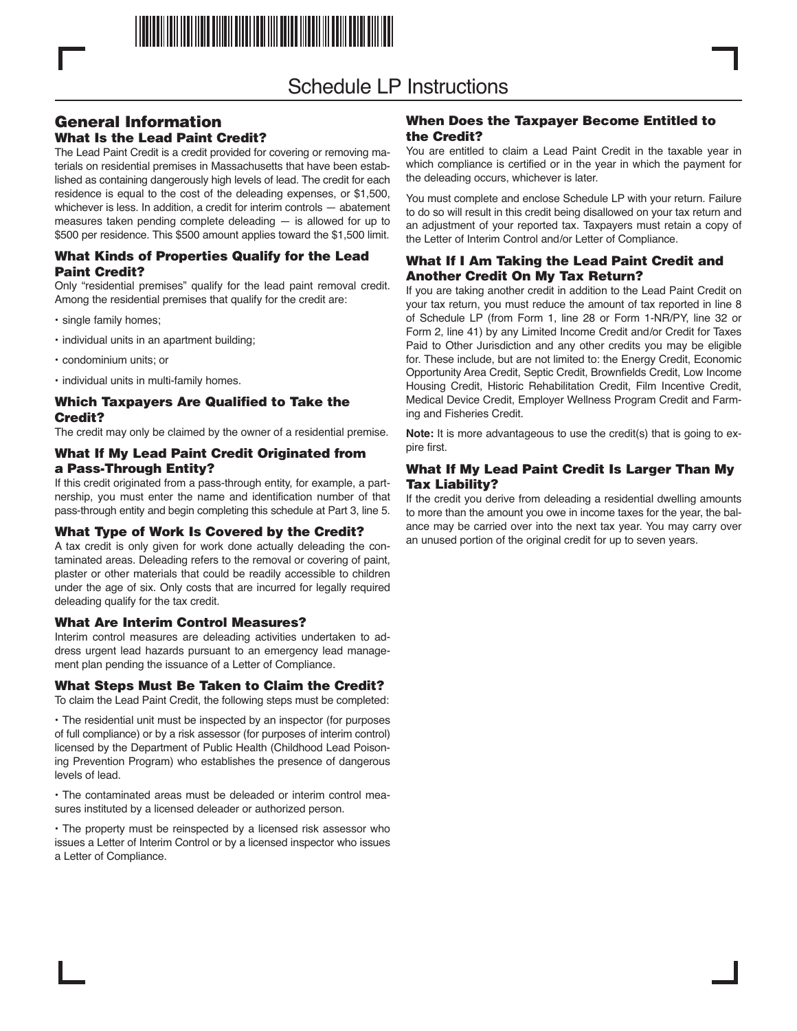# Schedule LP Instructions

## General Information

### What Is the Lead Paint Credit?

The Lead Paint Credit is a credit provided for covering or removing materials on residential premises in Massachusetts that have been established as containing dangerously high levels of lead. The credit for each residence is equal to the cost of the deleading expenses, or $1,500, whichever is less. In addition, a credit for interim controls — abatement measures taken pending complete deleading — is allowed for up to $500 per residence. This $500 amount applies toward the $1,500 limit.

### What Kinds of Properties Qualify for the Lead Paint Credit?

Only "residential premises" qualify for the lead paint removal credit. Among the residential premises that qualify for the credit are:

- single family homes;
- individual units in an apartment building;
- condominium units; or
- individual units in multi-family homes.

### Which Taxpayers Are Qualified to Take the Credit?

The credit may only be claimed by the owner of a residential premise.

### What If My Lead Paint Credit Originated from a Pass-Through Entity?

If this credit originated from a pass-through entity, for example, a partnership, you must enter the name and identification number of that pass-through entity and begin completing this schedule at Part 3, line 5.

### What Type of Work Is Covered by the Credit?

A tax credit is only given for work done actually deleading the contaminated areas. Deleading refers to the removal or covering of paint, plaster or other materials that could be readily accessible to children under the age of six. Only costs that are incurred for legally required deleading qualify for the tax credit.

### What Are Interim Control Measures?

Interim control measures are deleading activities undertaken to address urgent lead hazards pursuant to an emergency lead management plan pending the issuance of a Letter of Compliance.

### What Steps Must Be Taken to Claim the Credit?

To claim the Lead Paint Credit, the following steps must be completed:

- The residential unit must be inspected by an inspector (for purposes of full compliance) or by a risk assessor (for purposes of interim control) licensed by the Department of Public Health (Childhood Lead Poisoning Prevention Program) who establishes the presence of dangerous levels of lead.
- The contaminated areas must be deleaded or interim control measures instituted by a licensed deleader or authorized person.
- The property must be reinspected by a licensed risk assessor who issues a Letter of Interim Control or by a licensed inspector who issues a Letter of Compliance.

### When Does the Taxpayer Become Entitled to the Credit?

You are entitled to claim a Lead Paint Credit in the taxable year in which compliance is certified or in the year in which the payment for the deleading occurs, whichever is later.

You must complete and enclose Schedule LP with your return. Failure to do so will result in this credit being disallowed on your tax return and an adjustment of your reported tax. Taxpayers must retain a copy of the Letter of Interim Control and/or Letter of Compliance.

### What If I Am Taking the Lead Paint Credit and Another Credit On My Tax Return?

If you are taking another credit in addition to the Lead Paint Credit on your tax return, you must reduce the amount of tax reported in line 8 of Schedule LP (from Form 1, line 28 or Form 1-NR/PY, line 32 or Form 2, line 41) by any Limited Income Credit and/or Credit for Taxes Paid to Other Jurisdiction and any other credits you may be eligible for. These include, but are not limited to: the Energy Credit, Economic Opportunity Area Credit, Septic Credit, Brownfields Credit, Low Income Housing Credit, Historic Rehabilitation Credit, Film Incentive Credit, Medical Device Credit, Employer Wellness Program Credit and Farming and Fisheries Credit.

**Note:** It is more advantageous to use the credit(s) that is going to expire first.

### What If My Lead Paint Credit Is Larger Than My Tax Liability?

If the credit you derive from deleading a residential dwelling amounts to more than the amount you owe in income taxes for the year, the balance may be carried over into the next tax year. You may carry over an unused portion of the original credit for up to seven years.